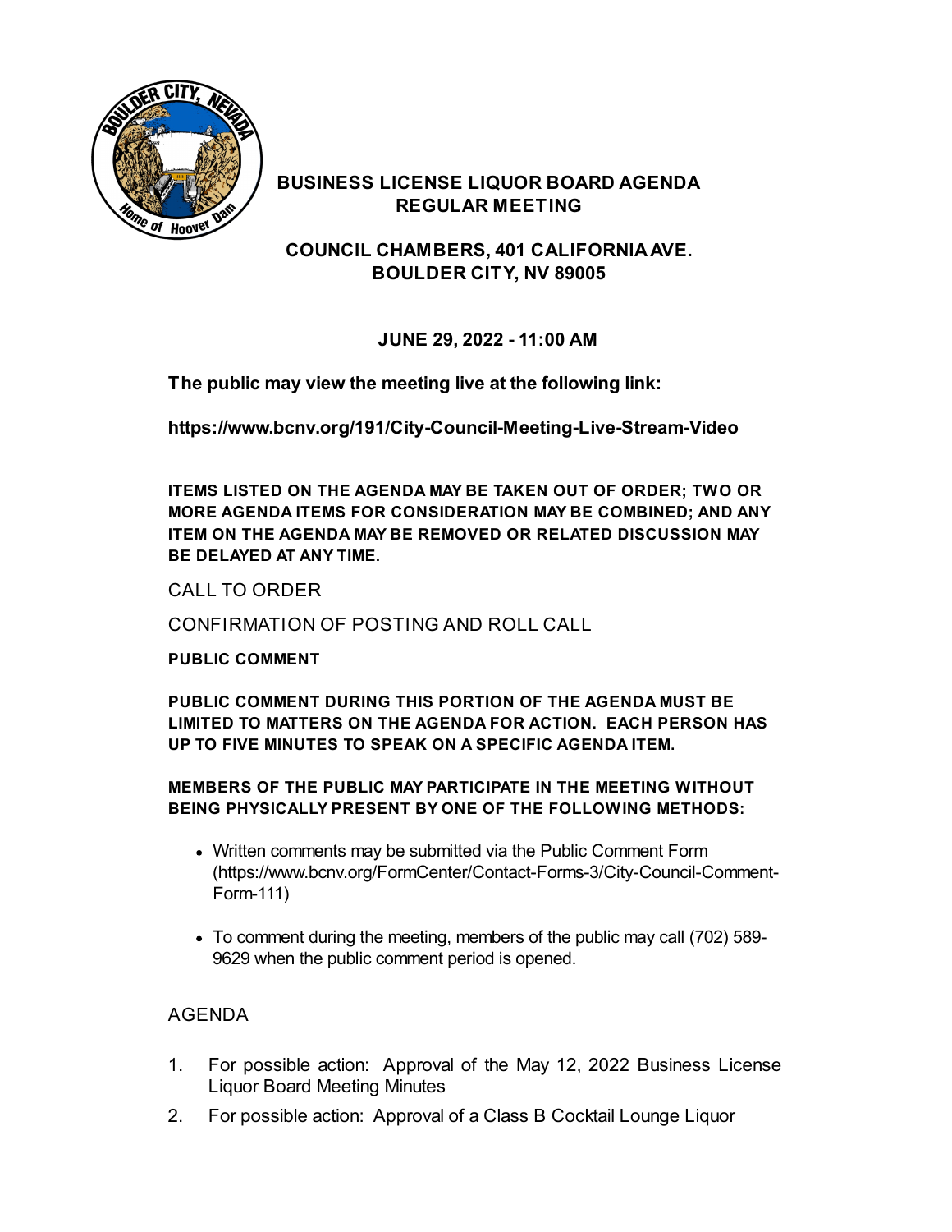# BUSINESS LICENSE LIQUOR BOARD AGENDA
## REGULAR MEETING

### COUNCIL CHAMBERS, 401 CALIFORNIA AVE.
### BOULDER CITY, NV 89005

### JUNE 29, 2022 - 11:00 AM

**The public may view the meeting live at the following link:**

**https://www.bcnv.org/191/City-Council-Meeting-Live-Stream-Video**

**ITEMS LISTED ON THE AGENDA MAY BE TAKEN OUT OF ORDER; TWO OR MORE AGENDA ITEMS FOR CONSIDERATION MAY BE COMBINED; AND ANY ITEM ON THE AGENDA MAY BE REMOVED OR RELATED DISCUSSION MAY BE DELAYED AT ANY TIME.**

CALL TO ORDER

CONFIRMATION OF POSTING AND ROLL CALL

**PUBLIC COMMENT**

**PUBLIC COMMENT DURING THIS PORTION OF THE AGENDA MUST BE LIMITED TO MATTERS ON THE AGENDA FOR ACTION. EACH PERSON HAS UP TO FIVE MINUTES TO SPEAK ON A SPECIFIC AGENDA ITEM.**

**MEMBERS OF THE PUBLIC MAY PARTICIPATE IN THE MEETING WITHOUT BEING PHYSICALLY PRESENT BY ONE OF THE FOLLOWING METHODS:**

- Written comments may be submitted via the Public Comment Form (https://www.bcnv.org/FormCenter/Contact-Forms-3/City-Council-Comment-Form-111)
- To comment during the meeting, members of the public may call (702) 589-9629 when the public comment period is opened.

AGENDA

1. For possible action: Approval of the May 12, 2022 Business License Liquor Board Meeting Minutes
2. For possible action: Approval of a Class B Cocktail Lounge Liquor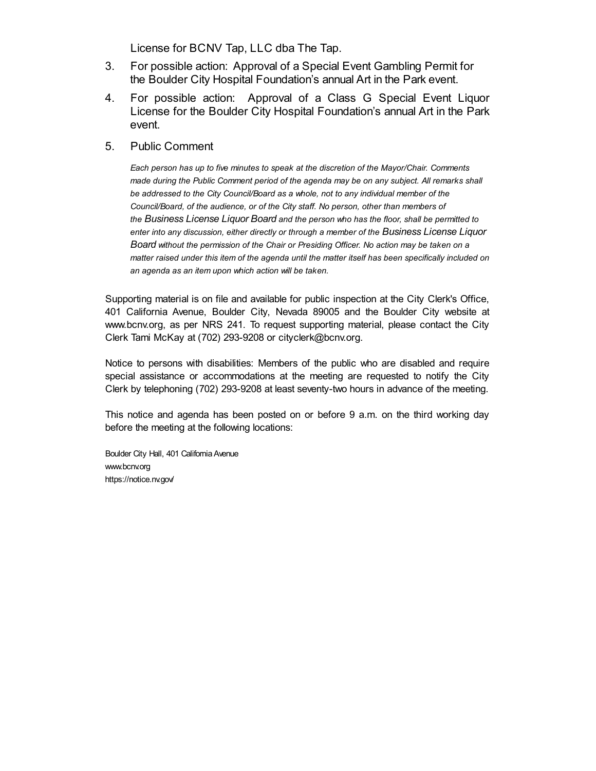License for BCNV Tap, LLC dba The Tap.

3. For possible action: Approval of a Special Event Gambling Permit for the Boulder City Hospital Foundation's annual Art in the Park event.

4. For possible action: Approval of a Class G Special Event Liquor License for the Boulder City Hospital Foundation's annual Art in the Park event.

5. Public Comment

   *Each person has up to five minutes to speak at the discretion of the Mayor/Chair. Comments made during the Public Comment period of the agenda may be on any subject. All remarks shall be addressed to the City Council/Board as a whole, not to any individual member of the Council/Board, of the audience, or of the City staff. No person, other than members of the Business License Liquor Board and the person who has the floor, shall be permitted to enter into any discussion, either directly or through a member of the Business License Liquor Board without the permission of the Chair or Presiding Officer. No action may be taken on a matter raised under this item of the agenda until the matter itself has been specifically included on an agenda as an item upon which action will be taken.*

Supporting material is on file and available for public inspection at the City Clerk's Office, 401 California Avenue, Boulder City, Nevada 89005 and the Boulder City website at www.bcnv.org, as per NRS 241. To request supporting material, please contact the City Clerk Tami McKay at (702) 293-9208 or cityclerk@bcnv.org.

Notice to persons with disabilities: Members of the public who are disabled and require special assistance or accommodations at the meeting are requested to notify the City Clerk by telephoning (702) 293-9208 at least seventy-two hours in advance of the meeting.

This notice and agenda has been posted on or before 9 a.m. on the third working day before the meeting at the following locations:

Boulder City Hall, 401 California Avenue
www.bcnv.org
https://notice.nv.gov/